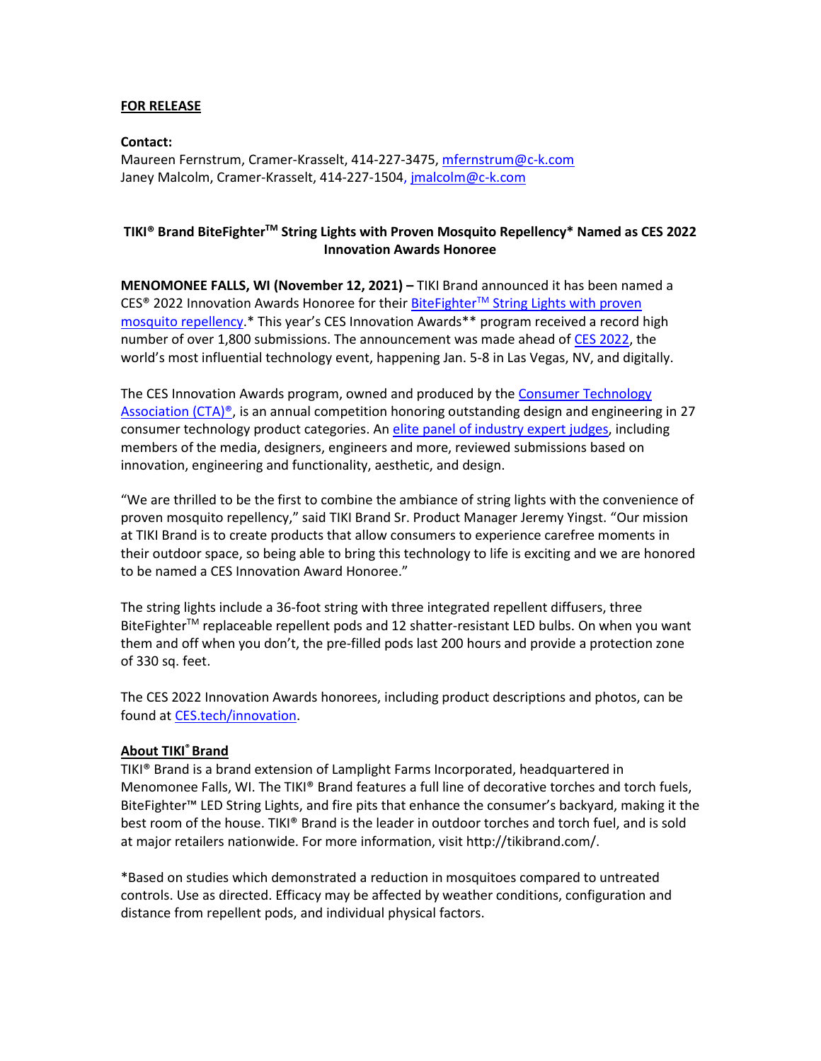**FOR RELEASE**

**Contact:**
Maureen Fernstrum, Cramer-Krasselt, 414-227-3475, mfernstrum@c-k.com
Janey Malcolm, Cramer-Krasselt, 414-227-1504, jmalcolm@c-k.com

## TIKI® Brand BiteFighter™ String Lights with Proven Mosquito Repellency* Named as CES 2022 Innovation Awards Honoree

**MENOMONEE FALLS, WI (November 12, 2021) –** TIKI Brand announced it has been named a CES® 2022 Innovation Awards Honoree for their BiteFighter™ String Lights with proven mosquito repellency.* This year's CES Innovation Awards** program received a record high number of over 1,800 submissions. The announcement was made ahead of CES 2022, the world's most influential technology event, happening Jan. 5-8 in Las Vegas, NV, and digitally.

The CES Innovation Awards program, owned and produced by the Consumer Technology Association (CTA)®, is an annual competition honoring outstanding design and engineering in 27 consumer technology product categories. An elite panel of industry expert judges, including members of the media, designers, engineers and more, reviewed submissions based on innovation, engineering and functionality, aesthetic, and design.

"We are thrilled to be the first to combine the ambiance of string lights with the convenience of proven mosquito repellency," said TIKI Brand Sr. Product Manager Jeremy Yingst. "Our mission at TIKI Brand is to create products that allow consumers to experience carefree moments in their outdoor space, so being able to bring this technology to life is exciting and we are honored to be named a CES Innovation Award Honoree."

The string lights include a 36-foot string with three integrated repellent diffusers, three BiteFighter™ replaceable repellent pods and 12 shatter-resistant LED bulbs. On when you want them and off when you don't, the pre-filled pods last 200 hours and provide a protection zone of 330 sq. feet.

The CES 2022 Innovation Awards honorees, including product descriptions and photos, can be found at CES.tech/innovation.

**About TIKI® Brand**

TIKI® Brand is a brand extension of Lamplight Farms Incorporated, headquartered in Menomonee Falls, WI. The TIKI® Brand features a full line of decorative torches and torch fuels, BiteFighter™ LED String Lights, and fire pits that enhance the consumer's backyard, making it the best room of the house. TIKI® Brand is the leader in outdoor torches and torch fuel, and is sold at major retailers nationwide. For more information, visit http://tikibrand.com/.

*Based on studies which demonstrated a reduction in mosquitoes compared to untreated controls. Use as directed. Efficacy may be affected by weather conditions, configuration and distance from repellent pods, and individual physical factors.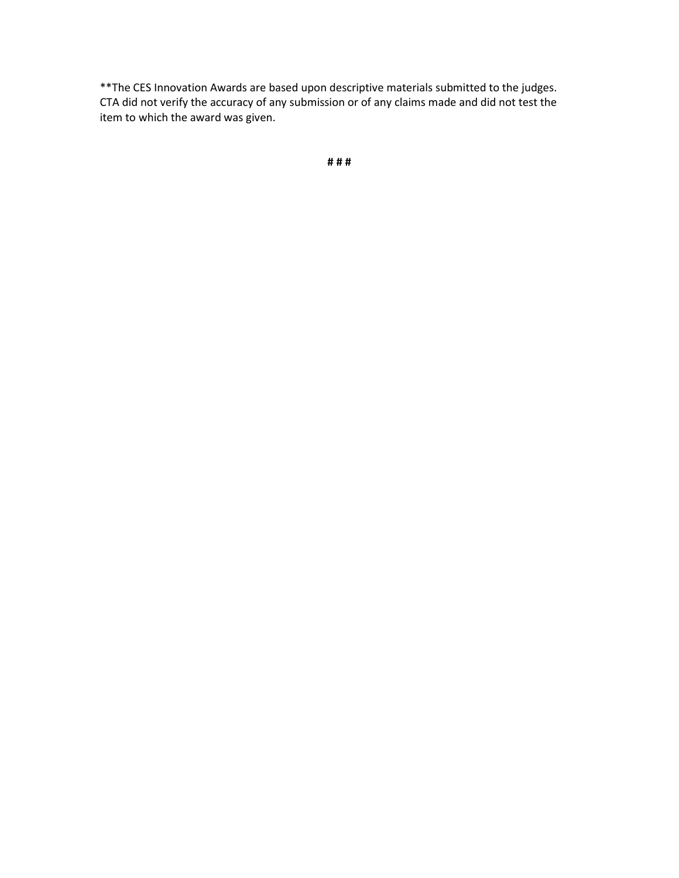**The CES Innovation Awards are based upon descriptive materials submitted to the judges. CTA did not verify the accuracy of any submission or of any claims made and did not test the item to which the award was given.

**# # #**